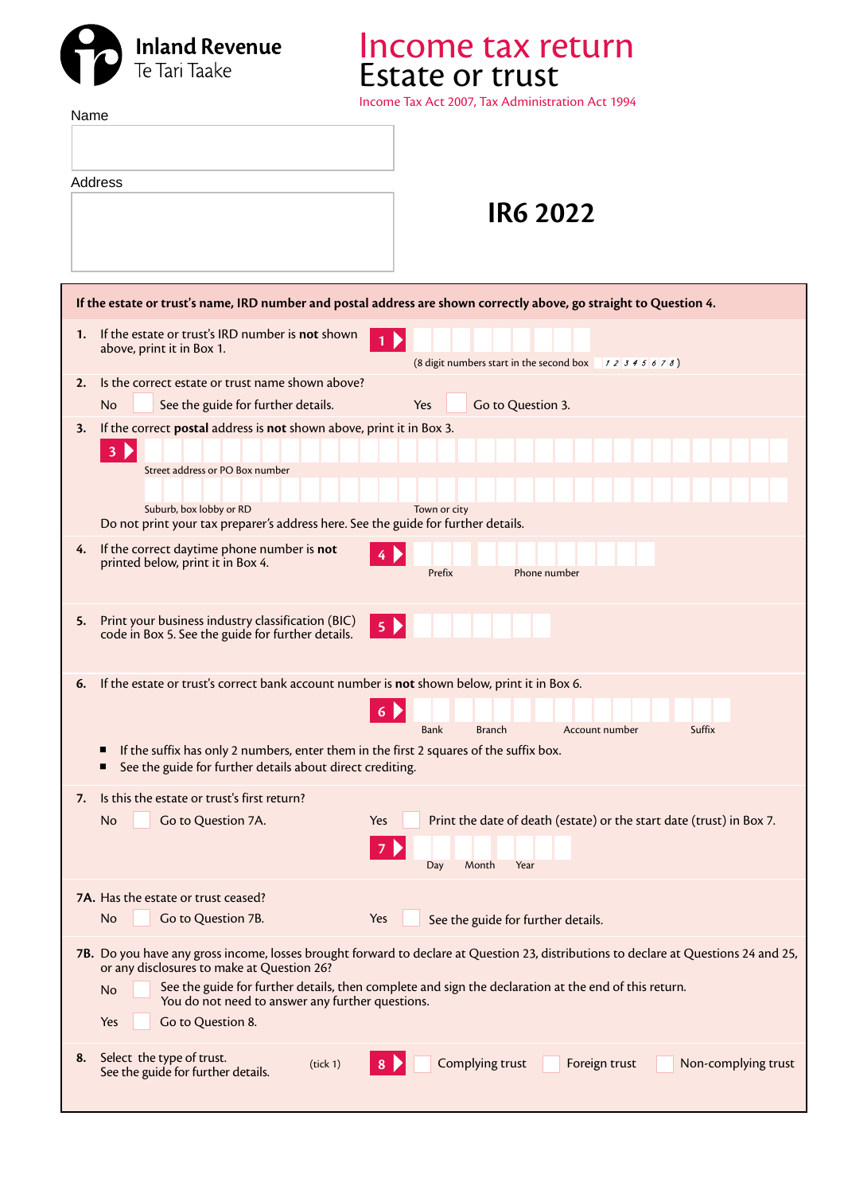Inland Revenue
Te Tari Taake

# Income tax return
# Estate or trust

Income Tax Act 2007, Tax Administration Act 1994

Name

Address

## IR6 2022

**If the estate or trust's name, IRD number and postal address are shown correctly above, go straight to Question 4.**

**1.** If the estate or trust's IRD number is **not** shown above, print it in Box 1.

**1**

(8 digit numbers start in the second box 12345678)

**2.** Is the correct estate or trust name shown above?

No ☐ See the guide for further details. Yes ☐ Go to Question 3.

**3.** If the correct **postal** address is **not** shown above, print it in Box 3.

**3**

Street address or PO Box number

Suburb, box lobby or RD Town or city

Do not print your tax preparer's address here. See the guide for further details.

**4.** If the correct daytime phone number is **not** printed below, print it in Box 4.

**4** Prefix Phone number

**5.** Print your business industry classification (BIC) code in Box 5. See the guide for further details.

**5**

**6.** If the estate or trust's correct bank account number is **not** shown below, print it in Box 6.

**6** Bank Branch Account number Suffix

- If the suffix has only 2 numbers, enter them in the first 2 squares of the suffix box.
- See the guide for further details about direct crediting.

**7.** Is this the estate or trust's first return?

No ☐ Go to Question 7A. Yes ☐ Print the date of death (estate) or the start date (trust) in Box 7.

**7** Day Month Year

**7A.** Has the estate or trust ceased?

No ☐ Go to Question 7B. Yes ☐ See the guide for further details.

**7B.** Do you have any gross income, losses brought forward to declare at Question 23, distributions to declare at Questions 24 and 25, or any disclosures to make at Question 26?

No ☐ See the guide for further details, then complete and sign the declaration at the end of this return. You do not need to answer any further questions.

Yes ☐ Go to Question 8.

**8.** Select the type of trust. See the guide for further details. (tick 1)

**8** ☐ Complying trust ☐ Foreign trust ☐ Non-complying trust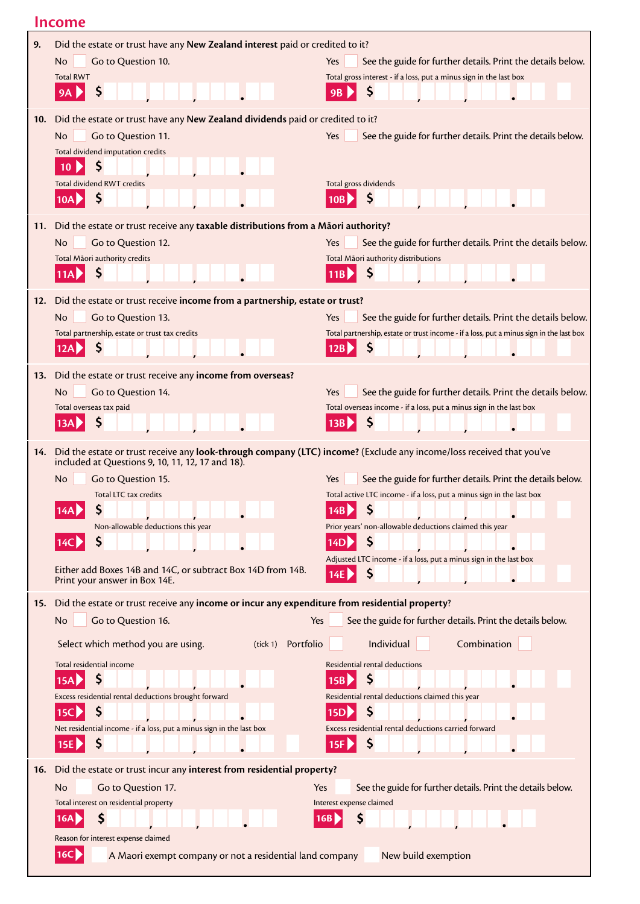## Income

**9.** Did the estate or trust have any **New Zealand interest** paid or credited to it?

No ☐ Go to Question 10. Yes ☐ See the guide for further details. Print the details below.

Total RWT
**9A** $ , , .

Total gross interest - if a loss, put a minus sign in the last box
**9B** $ , , .

**10.** Did the estate or trust have any **New Zealand dividends** paid or credited to it?

No ☐ Go to Question 11. Yes ☐ See the guide for further details. Print the details below.

Total dividend imputation credits
**10** $ , , .

Total dividend RWT credits
**10A** $ , , .

Total gross dividends
**10B** $ , , .

**11.** Did the estate or trust receive any **taxable distributions from a Māori authority?**

No ☐ Go to Question 12. Yes ☐ See the guide for further details. Print the details below.

Total Māori authority credits
**11A** $ , , .

Total Māori authority distributions
**11B** $ , , .

**12.** Did the estate or trust receive **income from a partnership, estate or trust?**

No ☐ Go to Question 13. Yes ☐ See the guide for further details. Print the details below.

Total partnership, estate or trust tax credits
**12A** $ , , .

Total partnership, estate or trust income - if a loss, put a minus sign in the last box
**12B** $ , , .

**13.** Did the estate or trust receive any **income from overseas?**

No ☐ Go to Question 14. Yes ☐ See the guide for further details. Print the details below.

Total overseas tax paid
**13A** $ , , .

Total overseas income - if a loss, put a minus sign in the last box
**13B** $ , , .

**14.** Did the estate or trust receive any **look-through company (LTC) income?** (Exclude any income/loss received that you've included at Questions 9, 10, 11, 12, 17 and 18).

No ☐ Go to Question 15. Yes ☐ See the guide for further details. Print the details below.

Total LTC tax credits
**14A** $ , , .

Total active LTC income - if a loss, put a minus sign in the last box
**14B** $ , , .

Non-allowable deductions this year
**14C** $ , , .

Prior years' non-allowable deductions claimed this year
**14D** $ , , .

Either add Boxes 14B and 14C, or subtract Box 14D from 14B. Print your answer in Box 14E.

Adjusted LTC income - if a loss, put a minus sign in the last box
**14E** $ , , .

**15.** Did the estate or trust receive any **income or incur any expenditure from residential property**?

No ☐ Go to Question 16. Yes ☐ See the guide for further details. Print the details below.

Select which method you are using. (tick 1) Portfolio ☐ Individual ☐ Combination ☐

Total residential income
**15A** $ , , .

Residential rental deductions
**15B** $ , , .

Excess residential rental deductions brought forward
**15C** $ , , .

Residential rental deductions claimed this year
**15D** $ , , .

Net residential income - if a loss, put a minus sign in the last box
**15E** $ , , .

Excess residential rental deductions carried forward
**15F** $ , , .

**16.** Did the estate or trust incur any **interest from residential property?**

No ☐ Go to Question 17. Yes ☐ See the guide for further details. Print the details below.

Total interest on residential property
**16A** $ , , .

Interest expense claimed
**16B** $ , , .

Reason for interest expense claimed
**16C** ☐ A Maori exempt company or not a residential land company ☐ New build exemption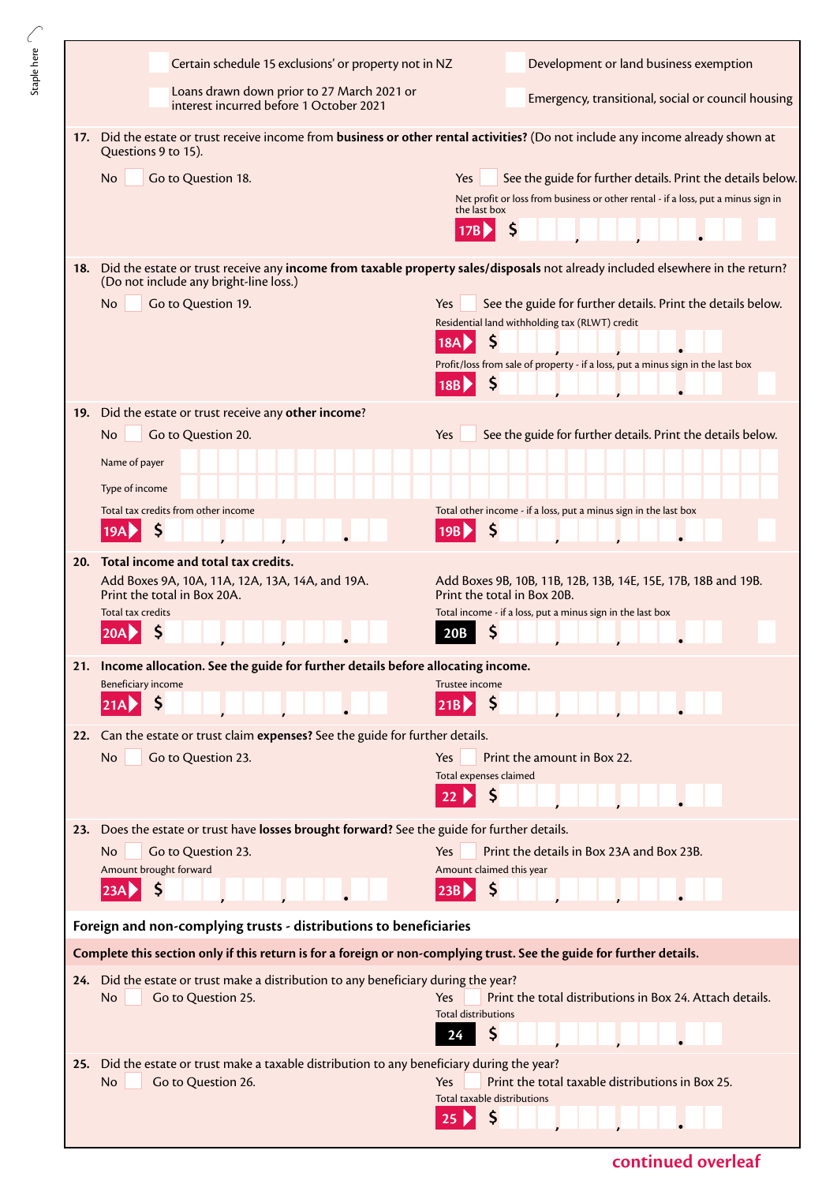Staple here

Certain schedule 15 exclusions' or property not in NZ

Development or land business exemption

Loans drawn down prior to 27 March 2021 or interest incurred before 1 October 2021

Emergency, transitional, social or council housing

**17.** Did the estate or trust receive income from **business or other rental activities?** (Do not include any income already shown at Questions 9 to 15).

No Go to Question 18.

Yes See the guide for further details. Print the details below.

Net profit or loss from business or other rental - if a loss, put a minus sign in the last box

**17B** $

**18.** Did the estate or trust receive any **income from taxable property sales/disposals** not already included elsewhere in the return? (Do not include any bright-line loss.)

No Go to Question 19.

Yes See the guide for further details. Print the details below.

Residential land withholding tax (RLWT) credit

**18A** $

Profit/loss from sale of property - if a loss, put a minus sign in the last box

**18B** $

**19.** Did the estate or trust receive any **other income**?

No Go to Question 20.

Yes See the guide for further details. Print the details below.

Name of payer

Type of income

Total tax credits from other income

**19A** $

Total other income - if a loss, put a minus sign in the last box

**19B** $

**20.** **Total income and total tax credits.**

Add Boxes 9A, 10A, 11A, 12A, 13A, 14A, and 19A. Print the total in Box 20A.

Total tax credits

**20A** $

Add Boxes 9B, 10B, 11B, 12B, 13B, 14E, 15E, 17B, 18B and 19B. Print the total in Box 20B.

Total income - if a loss, put a minus sign in the last box

**20B** $

**21.** **Income allocation. See the guide for further details before allocating income.**

Beneficiary income

**21A** $

Trustee income

**21B** $

**22.** Can the estate or trust claim **expenses?** See the guide for further details.

No Go to Question 23.

Yes Print the amount in Box 22.

Total expenses claimed

**22** $

**23.** Does the estate or trust have **losses brought forward?** See the guide for further details.

No Go to Question 23.

Yes Print the details in Box 23A and Box 23B.

Amount brought forward

**23A** $

Amount claimed this year

**23B** $

## Foreign and non-complying trusts - distributions to beneficiaries

**Complete this section only if this return is for a foreign or non-complying trust. See the guide for further details.**

**24.** Did the estate or trust make a distribution to any beneficiary during the year?

No Go to Question 25.

Yes Print the total distributions in Box 24. Attach details.

Total distributions

**24** $

**25.** Did the estate or trust make a taxable distribution to any beneficiary during the year?

No Go to Question 26.

Yes Print the total taxable distributions in Box 25.

Total taxable distributions

**25** $

continued overleaf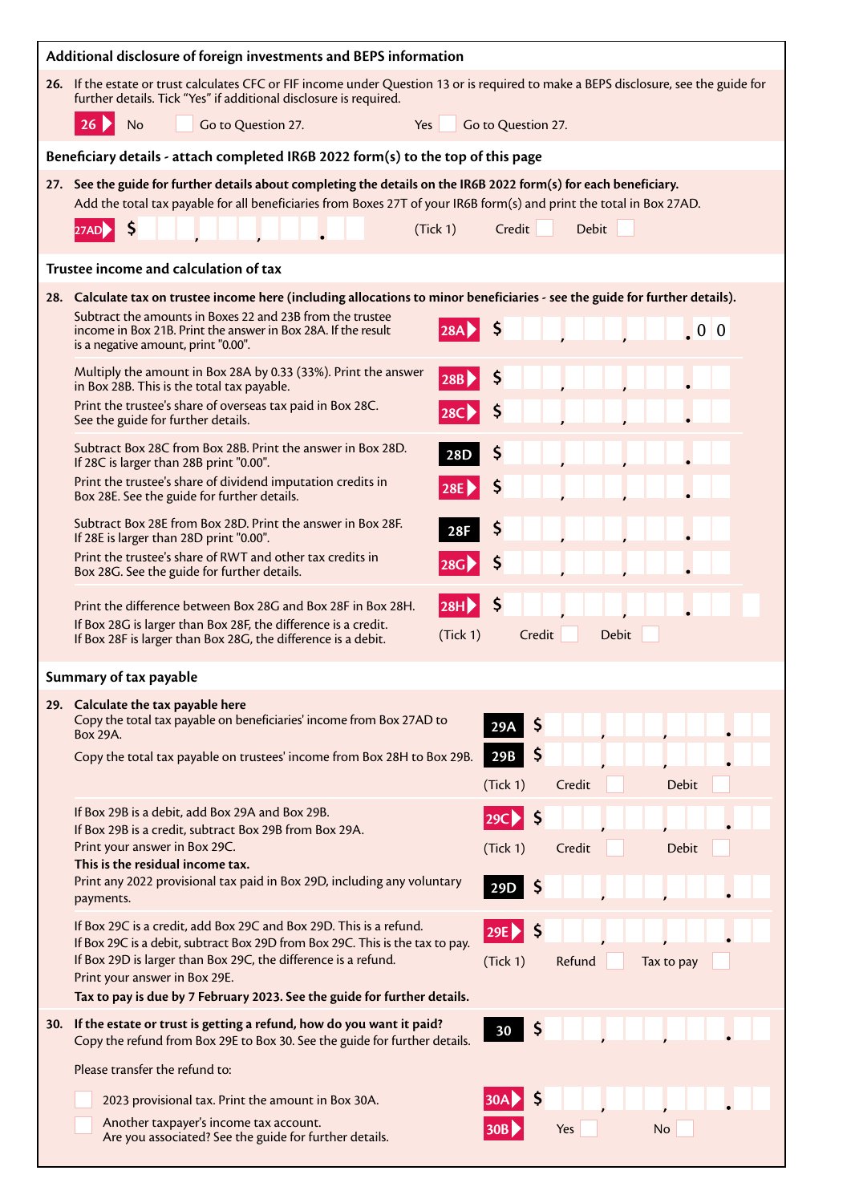## Additional disclosure of foreign investments and BEPS information

**26.** If the estate or trust calculates CFC or FIF income under Question 13 or is required to make a BEPS disclosure, see the guide for further details. Tick "Yes" if additional disclosure is required.

**26** No ☐ Go to Question 27. Yes ☐ Go to Question 27.

## Beneficiary details - attach completed IR6B 2022 form(s) to the top of this page

**27. See the guide for further details about completing the details on the IR6B 2022 form(s) for each beneficiary.**

Add the total tax payable for all beneficiaries from Boxes 27T of your IR6B form(s) and print the total in Box 27AD.

**27AD** $ ___,___,___.__ (Tick 1) Credit ☐ Debit ☐

## Trustee income and calculation of tax

**28. Calculate tax on trustee income here (including allocations to minor beneficiaries - see the guide for further details).**

Subtract the amounts in Boxes 22 and 23B from the trustee income in Box 21B. Print the answer in Box 28A. If the result is a negative amount, print "0.00".

**28A** $ ___,___,___.0 0

Multiply the amount in Box 28A by 0.33 (33%). Print the answer in Box 28B. This is the total tax payable.

**28B** $ ___,___,___.__

Print the trustee's share of overseas tax paid in Box 28C. See the guide for further details.

**28C** $ ___,___,___.__

Subtract Box 28C from Box 28B. Print the answer in Box 28D. If 28C is larger than 28B print "0.00".

**28D** $ ___,___,___.__

Print the trustee's share of dividend imputation credits in Box 28E. See the guide for further details.

**28E** $ ___,___,___.__

Subtract Box 28E from Box 28D. Print the answer in Box 28F. If 28E is larger than 28D print "0.00".

**28F** $ ___,___,___.__

Print the trustee's share of RWT and other tax credits in Box 28G. See the guide for further details.

**28G** $ ___,___,___.__

Print the difference between Box 28G and Box 28F in Box 28H.

If Box 28G is larger than Box 28F, the difference is a credit.
If Box 28F is larger than Box 28G, the difference is a debit.

**28H** $ ___,___,___.__ (Tick 1) Credit ☐ Debit ☐

## Summary of tax payable

**29. Calculate the tax payable here**

Copy the total tax payable on beneficiaries' income from Box 27AD to Box 29A.

**29A** $ ___,___,___.__

Copy the total tax payable on trustees' income from Box 28H to Box 29B.

**29B** $ ___,___,___.__ (Tick 1) Credit ☐ Debit ☐

If Box 29B is a debit, add Box 29A and Box 29B.
If Box 29B is a credit, subtract Box 29B from Box 29A.
Print your answer in Box 29C.
**This is the residual income tax.**

**29C** $ ___,___,___.__ (Tick 1) Credit ☐ Debit ☐

Print any 2022 provisional tax paid in Box 29D, including any voluntary payments.

**29D** $ ___,___,___.__

If Box 29C is a credit, add Box 29C and Box 29D. This is a refund.
If Box 29C is a debit, subtract Box 29D from Box 29C. This is the tax to pay.
If Box 29D is larger than Box 29C, the difference is a refund.
Print your answer in Box 29E.

**29E** $ ___,___,___.__ (Tick 1) Refund ☐ Tax to pay ☐

**Tax to pay is due by 7 February 2023. See the guide for further details.**

**30. If the estate or trust is getting a refund, how do you want it paid?**

Copy the refund from Box 29E to Box 30. See the guide for further details.

**30** $ ___,___,___.__

Please transfer the refund to:

☐ 2023 provisional tax. Print the amount in Box 30A.

**30A** $ ___,___,___.__

☐ Another taxpayer's income tax account.
Are you associated? See the guide for further details.

**30B** Yes ☐ No ☐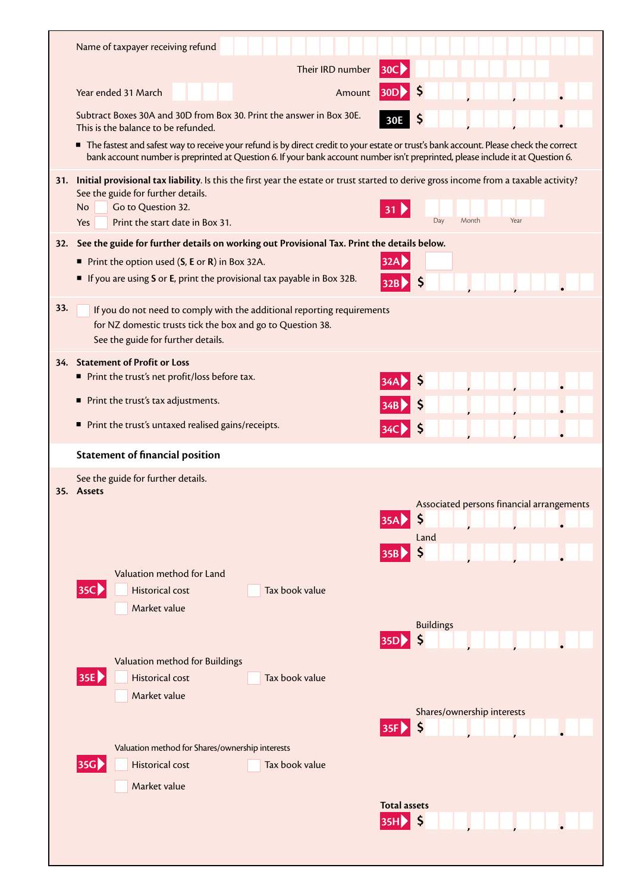Name of taxpayer receiving refund

Their IRD number **30C**

Year ended 31 March

Amount **30D** $

Subtract Boxes 30A and 30D from Box 30. Print the answer in Box 30E. This is the balance to be refunded. **30E** $

- The fastest and safest way to receive your refund is by direct credit to your estate or trust's bank account. Please check the correct bank account number is preprinted at Question 6. If your bank account number isn't preprinted, please include it at Question 6.

**31. Initial provisional tax liability.** Is this the first year the estate or trust started to derive gross income from a taxable activity? See the guide for further details.

No — Go to Question 32.

Yes — Print the start date in Box 31. **31** Day Month Year

**32. See the guide for further details on working out Provisional Tax. Print the details below.**

- Print the option used (**S**, **E** or **R**) in Box 32A. **32A**
- If you are using **S** or **E**, print the provisional tax payable in Box 32B. **32B** $

**33.** If you do not need to comply with the additional reporting requirements for NZ domestic trusts tick the box and go to Question 38. See the guide for further details.

**34. Statement of Profit or Loss**

- Print the trust's net profit/loss before tax. **34A** $
- Print the trust's tax adjustments. **34B** $
- Print the trust's untaxed realised gains/receipts. **34C** $

**Statement of financial position**

See the guide for further details.

**35. Assets**

Associated persons financial arrangements **35A** $

Land **35B** $

**35C** Valuation method for Land
- Historical cost
- Tax book value
- Market value

Buildings **35D** $

**35E** Valuation method for Buildings
- Historical cost
- Tax book value
- Market value

Shares/ownership interests **35F** $

**35G** Valuation method for Shares/ownership interests
- Historical cost
- Tax book value
- Market value

**Total assets** **35H** $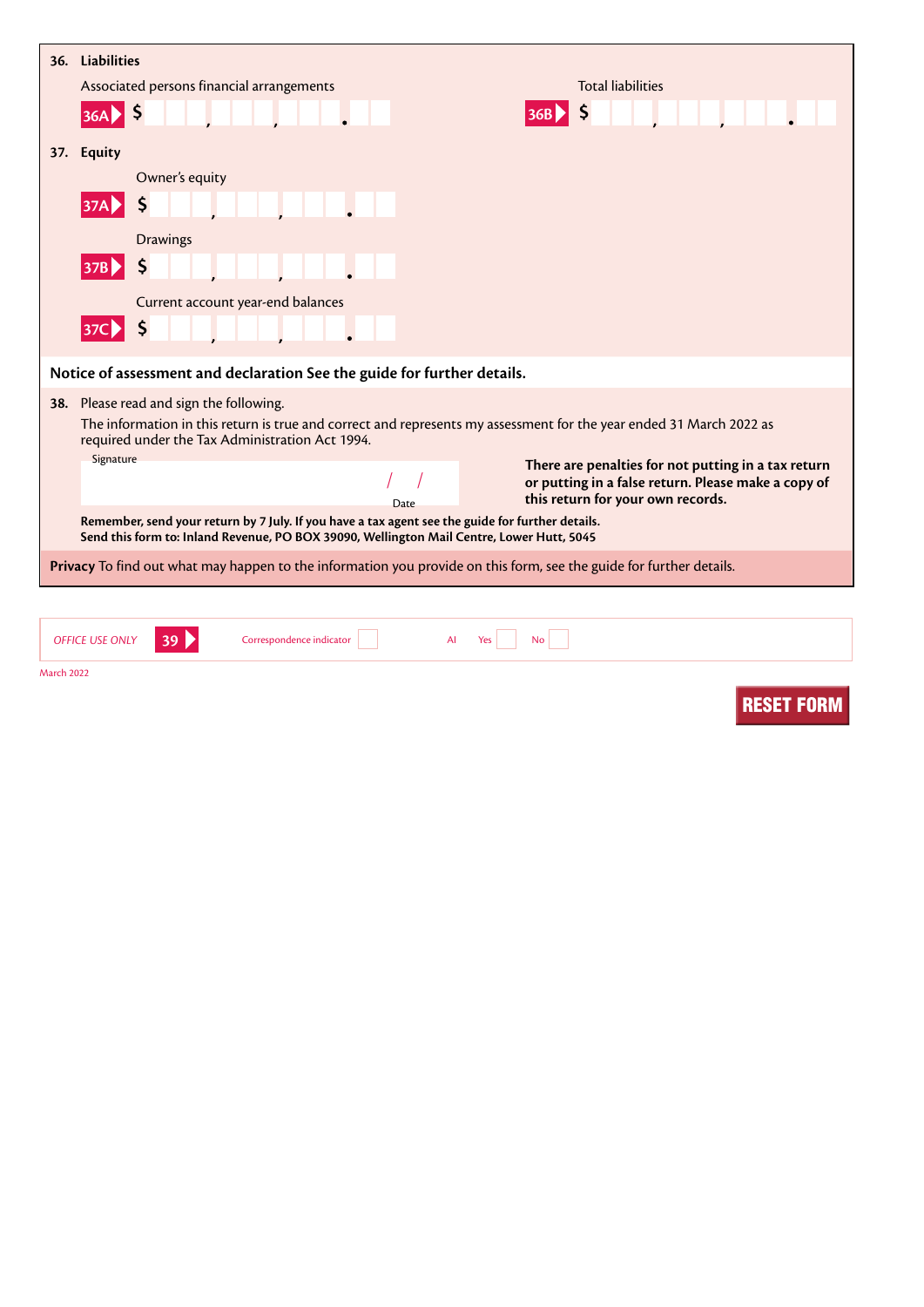**36. Liabilities**

Associated persons financial arrangements

**36A** $ ___ , ___ , ___ . __

Total liabilities

**36B** $ ___ , ___ , ___ . __

**37. Equity**

Owner's equity

**37A** $ ___ , ___ , ___ . __

Drawings

**37B** $ ___ , ___ , ___ . __

Current account year-end balances

**37C** $ ___ , ___ , ___ . __

**Notice of assessment and declaration See the guide for further details.**

**38.** Please read and sign the following.

The information in this return is true and correct and represents my assessment for the year ended 31 March 2022 as required under the Tax Administration Act 1994.

Signature

Date  /  /

**There are penalties for not putting in a tax return or putting in a false return. Please make a copy of this return for your own records.**

**Remember, send your return by 7 July. If you have a tax agent see the guide for further details.**
**Send this form to: Inland Revenue, PO BOX 39090, Wellington Mail Centre, Lower Hutt, 5045**

**Privacy** To find out what may happen to the information you provide on this form, see the guide for further details.

*OFFICE USE ONLY* **39** Correspondence indicator ☐ AI Yes ☐ No ☐

March 2022

RESET FORM